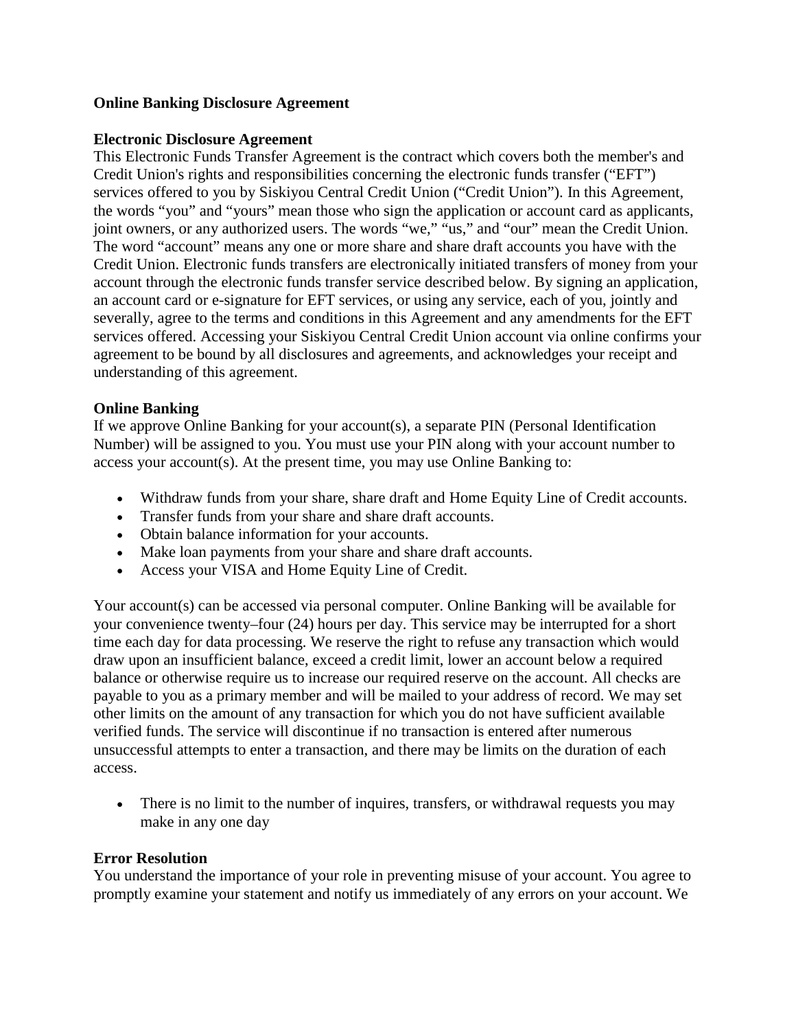# Online Banking Disclosure Agreement

## Electronic Disclosure Agreement

This Electronic Funds Transfer Agreement is the contract which covers both the member's and Credit Union's rights and responsibilities concerning the electronic funds transfer ("EFT") services offered to you by Siskiyou Central Credit Union ("Credit Union"). In this Agreement, the words "you" and "yours" mean those who sign the application or account card as applicants, joint owners, or any authorized users. The words "we," "us," and "our" mean the Credit Union. The word "account" means any one or more share and share draft accounts you have with the Credit Union. Electronic funds transfers are electronically initiated transfers of money from your account through the electronic funds transfer service described below. By signing an application, an account card or e-signature for EFT services, or using any service, each of you, jointly and severally, agree to the terms and conditions in this Agreement and any amendments for the EFT services offered. Accessing your Siskiyou Central Credit Union account via online confirms your agreement to be bound by all disclosures and agreements, and acknowledges your receipt and understanding of this agreement.

## Online Banking

If we approve Online Banking for your account(s), a separate PIN (Personal Identification Number) will be assigned to you. You must use your PIN along with your account number to access your account(s). At the present time, you may use Online Banking to:

- Withdraw funds from your share, share draft and Home Equity Line of Credit accounts.
- Transfer funds from your share and share draft accounts.
- Obtain balance information for your accounts.
- Make loan payments from your share and share draft accounts.
- Access your VISA and Home Equity Line of Credit.

Your account(s) can be accessed via personal computer. Online Banking will be available for your convenience twenty–four (24) hours per day. This service may be interrupted for a short time each day for data processing. We reserve the right to refuse any transaction which would draw upon an insufficient balance, exceed a credit limit, lower an account below a required balance or otherwise require us to increase our required reserve on the account. All checks are payable to you as a primary member and will be mailed to your address of record. We may set other limits on the amount of any transaction for which you do not have sufficient available verified funds. The service will discontinue if no transaction is entered after numerous unsuccessful attempts to enter a transaction, and there may be limits on the duration of each access.

- There is no limit to the number of inquires, transfers, or withdrawal requests you may make in any one day

## Error Resolution

You understand the importance of your role in preventing misuse of your account. You agree to promptly examine your statement and notify us immediately of any errors on your account. We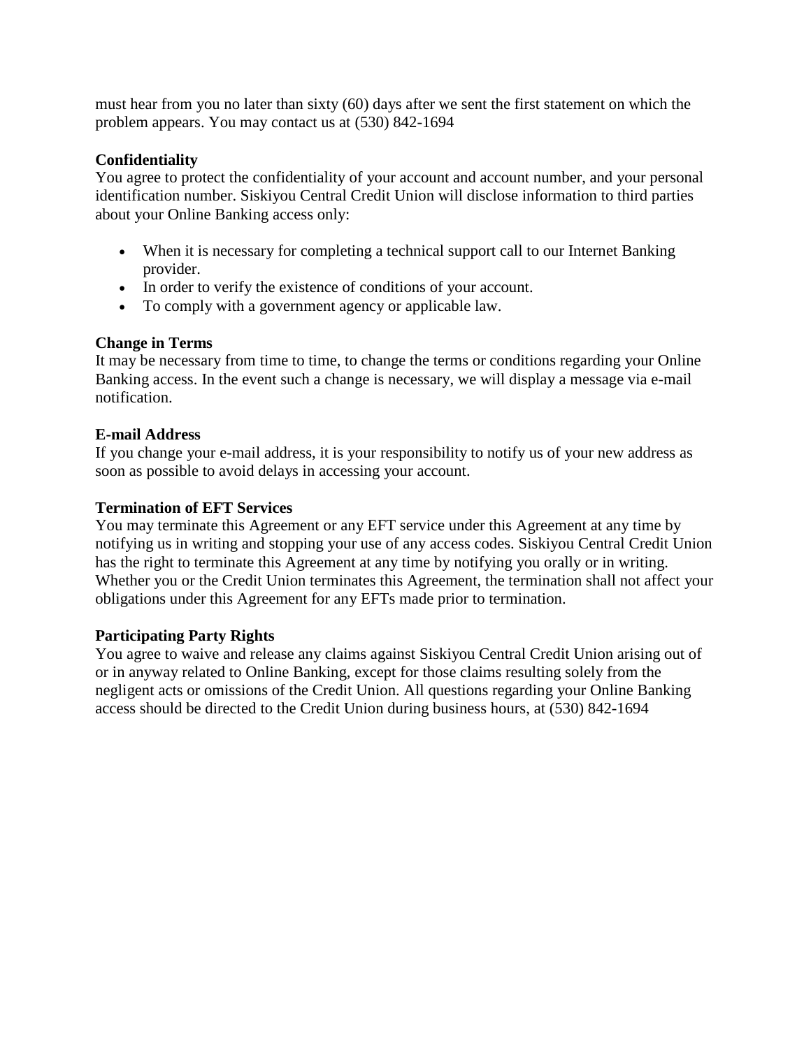must hear from you no later than sixty (60) days after we sent the first statement on which the problem appears. You may contact us at (530) 842-1694

**Confidentiality**
You agree to protect the confidentiality of your account and account number, and your personal identification number. Siskiyou Central Credit Union will disclose information to third parties about your Online Banking access only:

- When it is necessary for completing a technical support call to our Internet Banking provider.
- In order to verify the existence of conditions of your account.
- To comply with a government agency or applicable law.

**Change in Terms**
It may be necessary from time to time, to change the terms or conditions regarding your Online Banking access. In the event such a change is necessary, we will display a message via e-mail notification.

**E-mail Address**
If you change your e-mail address, it is your responsibility to notify us of your new address as soon as possible to avoid delays in accessing your account.

**Termination of EFT Services**
You may terminate this Agreement or any EFT service under this Agreement at any time by notifying us in writing and stopping your use of any access codes. Siskiyou Central Credit Union has the right to terminate this Agreement at any time by notifying you orally or in writing. Whether you or the Credit Union terminates this Agreement, the termination shall not affect your obligations under this Agreement for any EFTs made prior to termination.

**Participating Party Rights**
You agree to waive and release any claims against Siskiyou Central Credit Union arising out of or in anyway related to Online Banking, except for those claims resulting solely from the negligent acts or omissions of the Credit Union. All questions regarding your Online Banking access should be directed to the Credit Union during business hours, at (530) 842-1694